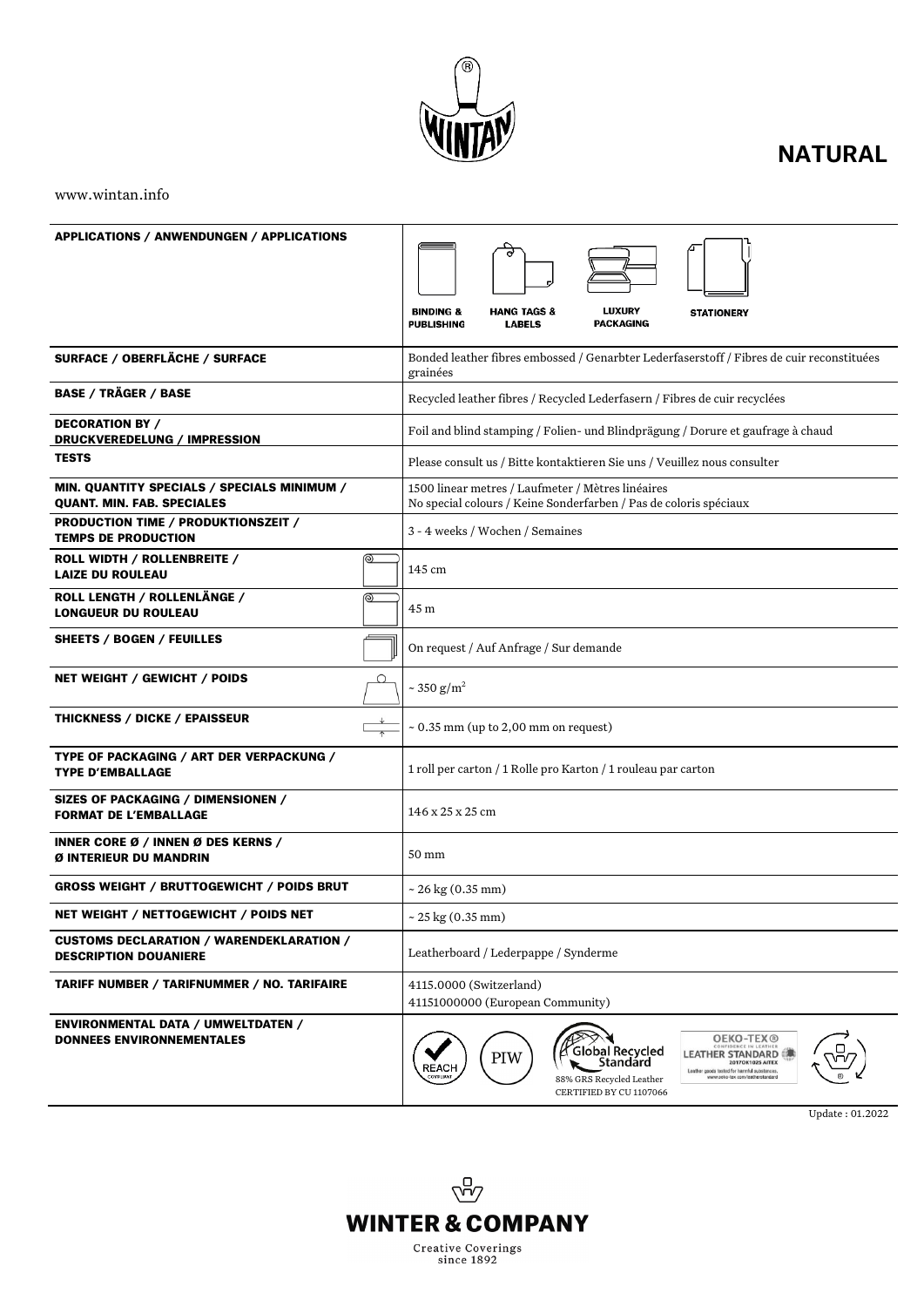# NATURAL

www.wintan.info

| | |
|---|---|
| **APPLICATIONS / ANWENDUNGEN / APPLICATIONS** | BINDING & PUBLISHING, HANG TAGS & LABELS, LUXURY PACKAGING, STATIONERY |
| **SURFACE / OBERFLÄCHE / SURFACE** | Bonded leather fibres embossed / Genarbter Lederfaserstoff / Fibres de cuir reconstituées grainées |
| **BASE / TRÄGER / BASE** | Recycled leather fibres / Recycled Lederfasern / Fibres de cuir recyclées |
| **DECORATION BY / DRUCKVEREDELUNG / IMPRESSION** | Foil and blind stamping / Folien- und Blindprägung / Dorure et gaufrage à chaud |
| **TESTS** | Please consult us / Bitte kontaktieren Sie uns / Veuillez nous consulter |
| **MIN. QUANTITY SPECIALS / SPECIALS MINIMUM / QUANT. MIN. FAB. SPECIALES** | 1500 linear metres / Laufmeter / Mètres linéaires<br>No special colours / Keine Sonderfarben / Pas de coloris spéciaux |
| **PRODUCTION TIME / PRODUKTIONSZEIT / TEMPS DE PRODUCTION** | 3 - 4 weeks / Wochen / Semaines |
| **ROLL WIDTH / ROLLENBREITE / LAIZE DU ROULEAU** | 145 cm |
| **ROLL LENGTH / ROLLENLÄNGE / LONGUEUR DU ROULEAU** | 45 m |
| **SHEETS / BOGEN / FEUILLES** | On request / Auf Anfrage / Sur demande |
| **NET WEIGHT / GEWICHT / POIDS** | ~ 350 g/m$^2$ |
| **THICKNESS / DICKE / EPAISSEUR** | ~ 0.35 mm (up to 2,00 mm on request) |
| **TYPE OF PACKAGING / ART DER VERPACKUNG / TYPE D'EMBALLAGE** | 1 roll per carton / 1 Rolle pro Karton / 1 rouleau par carton |
| **SIZES OF PACKAGING / DIMENSIONEN / FORMAT DE L'EMBALLAGE** | 146 x 25 x 25 cm |
| **INNER CORE Ø / INNEN Ø DES KERNS / Ø INTERIEUR DU MANDRIN** | 50 mm |
| **GROSS WEIGHT / BRUTTOGEWICHT / POIDS BRUT** | ~ 26 kg (0.35 mm) |
| **NET WEIGHT / NETTOGEWICHT / POIDS NET** | ~ 25 kg (0.35 mm) |
| **CUSTOMS DECLARATION / WARENDEKLARATION / DESCRIPTION DOUANIERE** | Leatherboard / Lederpappe / Synderme |
| **TARIFF NUMBER / TARIFNUMMER / NO. TARIFAIRE** | 4115.0000 (Switzerland)<br>41151000000 (European Community) |
| **ENVIRONMENTAL DATA / UMWELTDATEN / DONNEES ENVIRONNEMENTALES** | REACH COMPLIANT, PIW, Global Recycled Standard – 88% GRS Recycled Leather CERTIFIED BY CU 1107066, OEKO-TEX® LEATHER STANDARD 20170K1025 AITEX – Leather goods tested for harmful substances. www.oeko-tex.com/leatherstandard |

Update : 01.2022

WINTER & COMPANY
Creative Coverings since 1892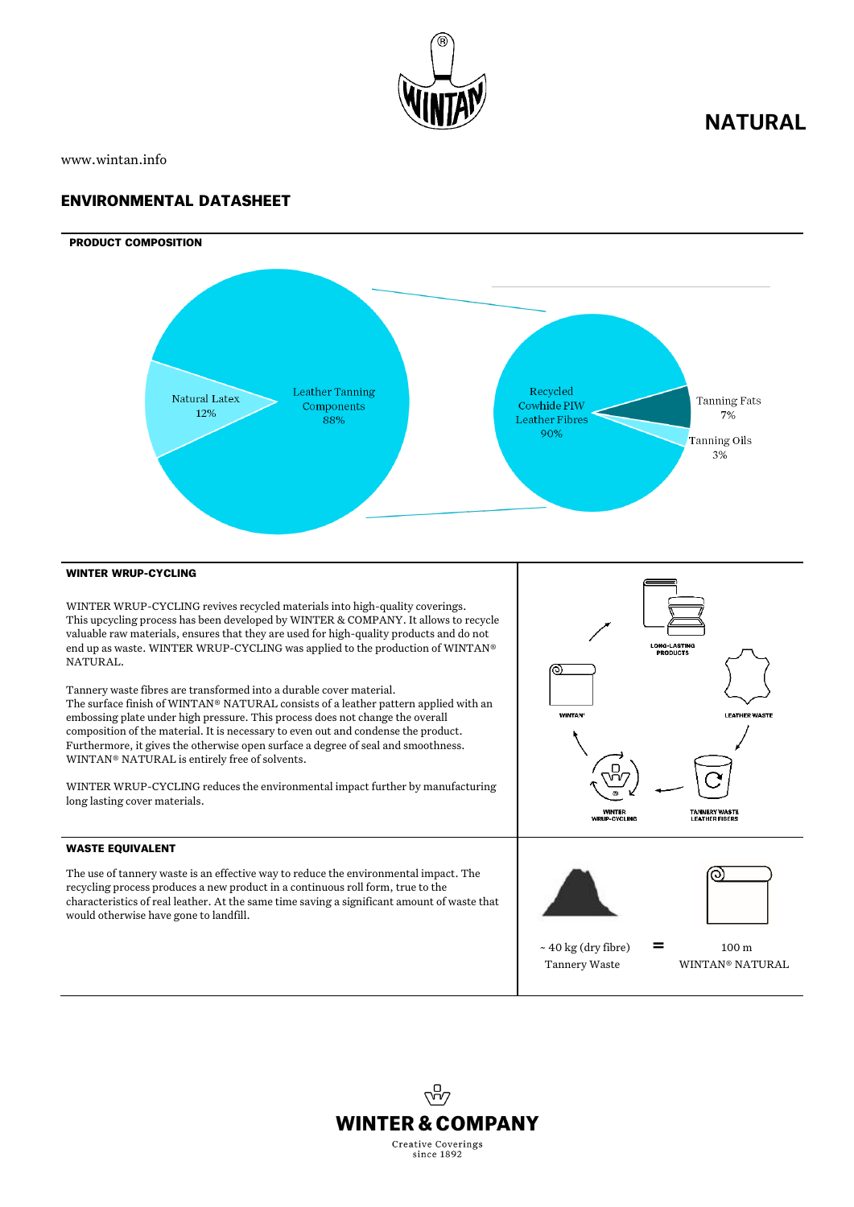# NATURAL

www.wintan.info

## ENVIRONMENTAL DATASHEET

### PRODUCT COMPOSITION

Natural Latex 12%

Leather Tanning Components 88%

Recycled Cowhide PIW Leather Fibres 90%

Tanning Fats 7%

Tanning Oils 3%

### WINTER WRUP-CYCLING

WINTER WRUP-CYCLING revives recycled materials into high-quality coverings. This upcycling process has been developed by WINTER & COMPANY. It allows to recycle valuable raw materials, ensures that they are used for high-quality products and do not end up as waste. WINTER WRUP-CYCLING was applied to the production of WINTAN® NATURAL.

Tannery waste fibres are transformed into a durable cover material. The surface finish of WINTAN® NATURAL consists of a leather pattern applied with an embossing plate under high pressure. This process does not change the overall composition of the material. It is necessary to even out and condense the product. Furthermore, it gives the otherwise open surface a degree of seal and smoothness. WINTAN® NATURAL is entirely free of solvents.

WINTER WRUP-CYCLING reduces the environmental impact further by manufacturing long lasting cover materials.

LONG-LASTING PRODUCTS

LEATHER WASTE

TANNERY WASTE LEATHER FIBERS

WINTER WRUP-CYCLING

WINTAN®

### WASTE EQUIVALENT

The use of tannery waste is an effective way to reduce the environmental impact. The recycling process produces a new product in a continuous roll form, true to the characteristics of real leather. At the same time saving a significant amount of waste that would otherwise have gone to landfill.

~ 40 kg (dry fibre) Tannery Waste = 100 m WINTAN® NATURAL

**WINTER & COMPANY**

Creative Coverings since 1892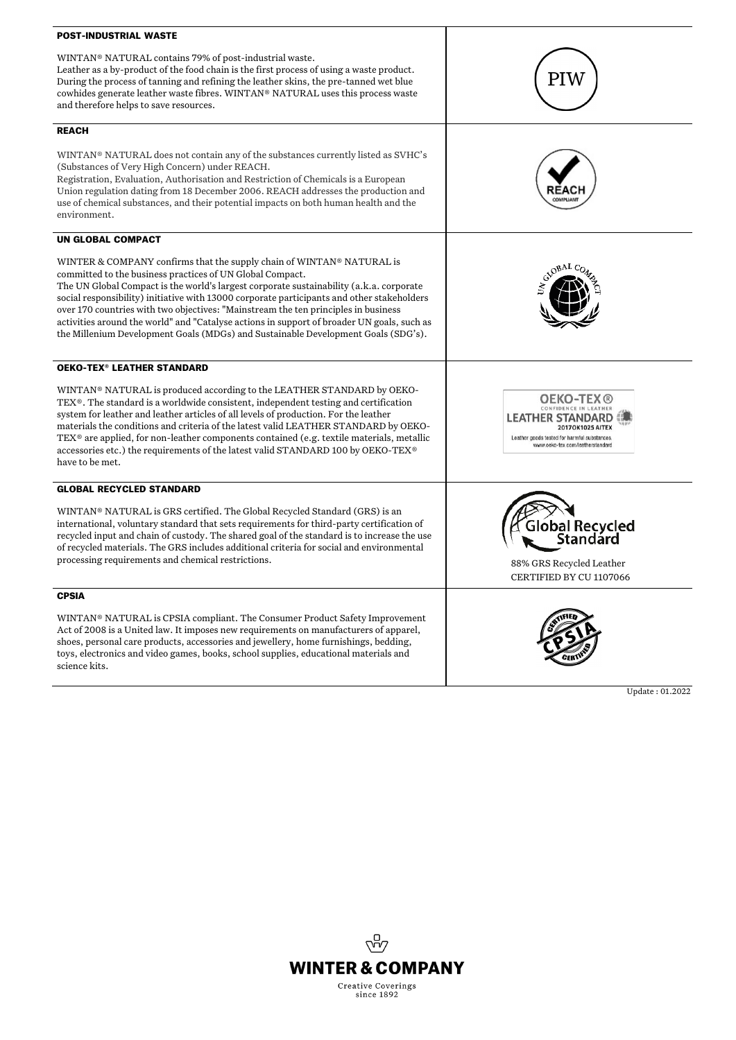### POST-INDUSTRIAL WASTE

WINTAN® NATURAL contains 79% of post-industrial waste.
Leather as a by-product of the food chain is the first process of using a waste product. During the process of tanning and refining the leather skins, the pre-tanned wet blue cowhides generate leather waste fibres. WINTAN® NATURAL uses this process waste and therefore helps to save resources.

PIW

### REACH

WINTAN® NATURAL does not contain any of the substances currently listed as SVHC's (Substances of Very High Concern) under REACH.
Registration, Evaluation, Authorisation and Restriction of Chemicals is a European Union regulation dating from 18 December 2006. REACH addresses the production and use of chemical substances, and their potential impacts on both human health and the environment.

### UN GLOBAL COMPACT

WINTER & COMPANY confirms that the supply chain of WINTAN® NATURAL is committed to the business practices of UN Global Compact.
The UN Global Compact is the world's largest corporate sustainability (a.k.a. corporate social responsibility) initiative with 13000 corporate participants and other stakeholders over 170 countries with two objectives: "Mainstream the ten principles in business activities around the world" and "Catalyse actions in support of broader UN goals, such as the Millenium Development Goals (MDGs) and Sustainable Development Goals (SDG's).

### OEKO-TEX® LEATHER STANDARD

WINTAN® NATURAL is produced according to the LEATHER STANDARD by OEKO-TEX®. The standard is a worldwide consistent, independent testing and certification system for leather and leather articles of all levels of production. For the leather materials the conditions and criteria of the latest valid LEATHER STANDARD by OEKO-TEX® are applied, for non-leather components contained (e.g. textile materials, metallic accessories etc.) the requirements of the latest valid STANDARD 100 by OEKO-TEX® have to be met.

OEKO-TEX® CONFIDENCE IN LEATHER
LEATHER STANDARD
2017OK1025 AITEX
Leather goods tested for harmful substances.
www.oeko-tex.com/leatherstandard

### GLOBAL RECYCLED STANDARD

WINTAN® NATURAL is GRS certified. The Global Recycled Standard (GRS) is an international, voluntary standard that sets requirements for third-party certification of recycled input and chain of custody. The shared goal of the standard is to increase the use of recycled materials. The GRS includes additional criteria for social and environmental processing requirements and chemical restrictions.

88% GRS Recycled Leather
CERTIFIED BY CU 1107066

### CPSIA

WINTAN® NATURAL is CPSIA compliant. The Consumer Product Safety Improvement Act of 2008 is a United law. It imposes new requirements on manufacturers of apparel, shoes, personal care products, accessories and jewellery, home furnishings, bedding, toys, electronics and video games, books, school supplies, educational materials and science kits.

Update : 01.2022

WINTER & COMPANY
Creative Coverings
since 1892